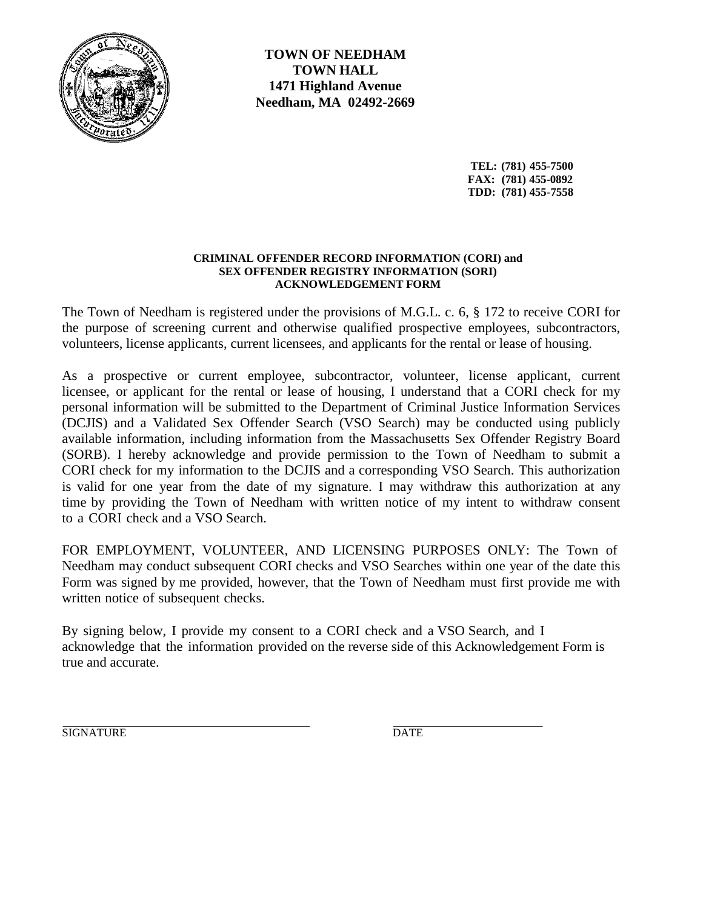**TOWN OF NEEDHAM**
**TOWN HALL**
**1471 Highland Avenue**
**Needham, MA 02492-2669**

**TEL: (781) 455-7500**
**FAX: (781) 455-0892**
**TDD: (781) 455-7558**

## CRIMINAL OFFENDER RECORD INFORMATION (CORI) and SEX OFFENDER REGISTRY INFORMATION (SORI) ACKNOWLEDGEMENT FORM

The Town of Needham is registered under the provisions of M.G.L. c. 6, § 172 to receive CORI for the purpose of screening current and otherwise qualified prospective employees, subcontractors, volunteers, license applicants, current licensees, and applicants for the rental or lease of housing.

As a prospective or current employee, subcontractor, volunteer, license applicant, current licensee, or applicant for the rental or lease of housing, I understand that a CORI check for my personal information will be submitted to the Department of Criminal Justice Information Services (DCJIS) and a Validated Sex Offender Search (VSO Search) may be conducted using publicly available information, including information from the Massachusetts Sex Offender Registry Board (SORB). I hereby acknowledge and provide permission to the Town of Needham to submit a CORI check for my information to the DCJIS and a corresponding VSO Search. This authorization is valid for one year from the date of my signature. I may withdraw this authorization at any time by providing the Town of Needham with written notice of my intent to withdraw consent to a CORI check and a VSO Search.

FOR EMPLOYMENT, VOLUNTEER, AND LICENSING PURPOSES ONLY: The Town of Needham may conduct subsequent CORI checks and VSO Searches within one year of the date this Form was signed by me provided, however, that the Town of Needham must first provide me with written notice of subsequent checks.

By signing below, I provide my consent to a CORI check and a VSO Search, and I acknowledge that the information provided on the reverse side of this Acknowledgement Form is true and accurate.

______________________________ SIGNATURE

______________________ DATE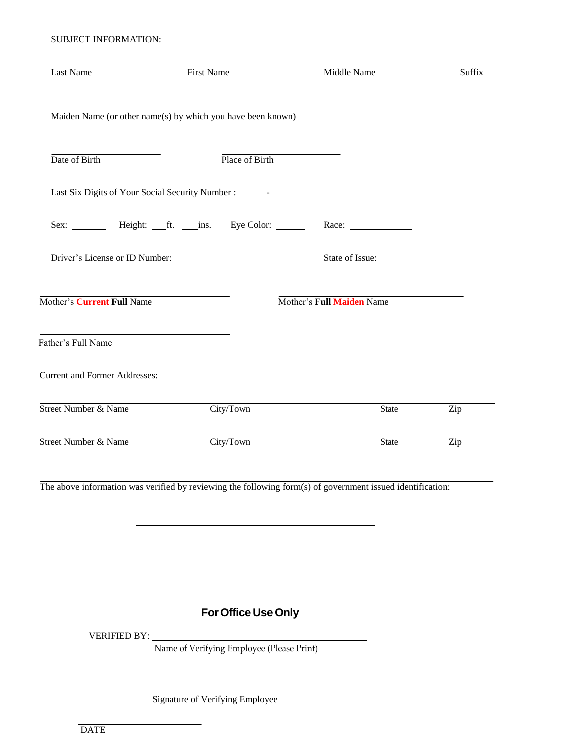SUBJECT INFORMATION:

| | | | |
|---|---|---|---|
| Last Name | First Name | Middle Name | Suffix |

Maiden Name (or other name(s) by which you have been known)

Date of Birth ______________________ Place of Birth ______________________

Last Six Digits of Your Social Security Number : ______- ______

Sex: _______ Height: ___ft. ___ins. Eye Color: ______ Race: ____________

Driver's License or ID Number: __________________________ State of Issue: ______________

Mother's **Current Full** Name ______________________ Mother's **Full Maiden** Name ______________________

Father's Full Name

Current and Former Addresses:

| | | | |
|---|---|---|---|
| Street Number & Name | City/Town | State | Zip |
| Street Number & Name | City/Town | State | Zip |

The above information was verified by reviewing the following form(s) of government issued identification:

_______________________________________________

_______________________________________________

## For Office Use Only

VERIFIED BY: _______________________________________________

Name of Verifying Employee (Please Print)

_______________________________________________

Signature of Verifying Employee

DATE